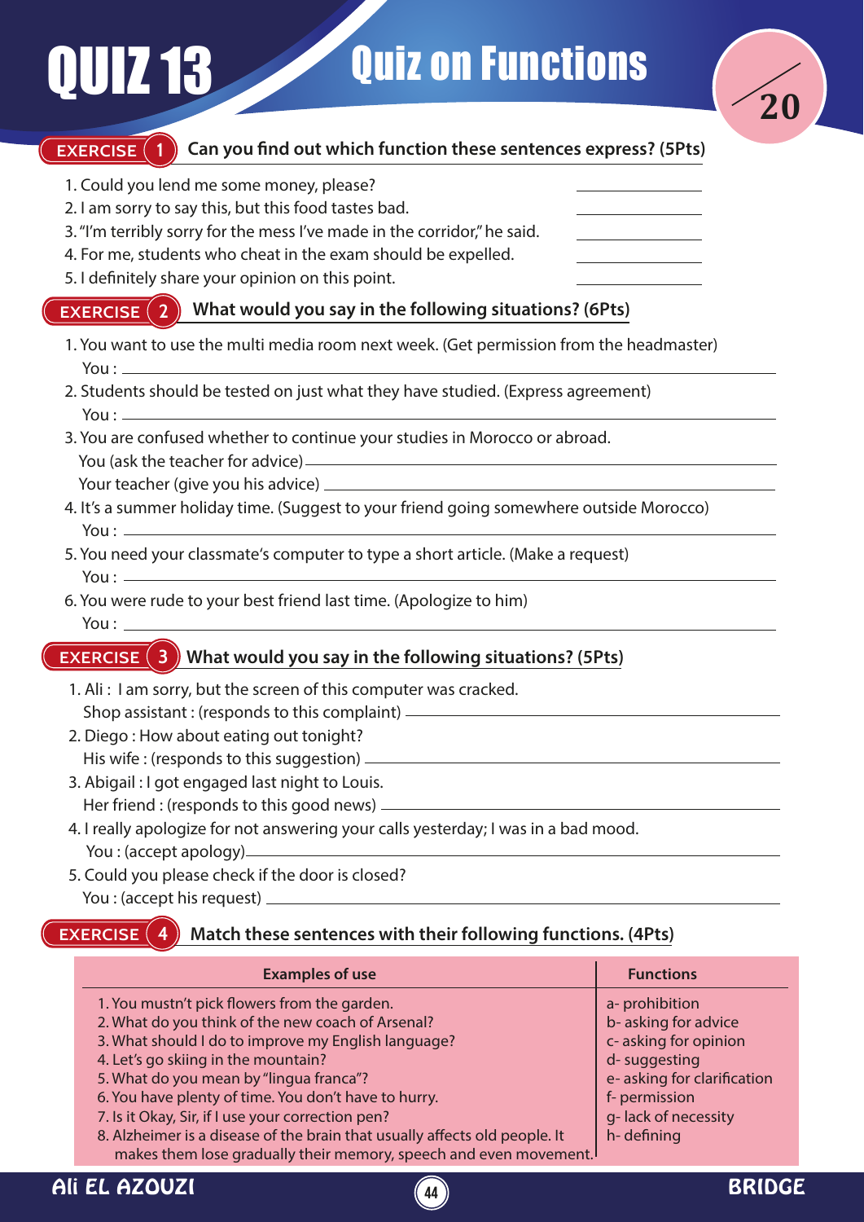# QUIZ 13 — Quiz on Functions

/20

## EXERCISE 1 — Can you find out which function these sentences express? (5Pts)

1. Could you lend me some money, please? ____________
2. I am sorry to say this, but this food tastes bad. ____________
3. "I'm terribly sorry for the mess I've made in the corridor," he said. ____________
4. For me, students who cheat in the exam should be expelled. ____________
5. I definitely share your opinion on this point. ____________

## EXERCISE 2 — What would you say in the following situations? (6Pts)

1. You want to use the multi media room next week. (Get permission from the headmaster)
   You : ____________________
2. Students should be tested on just what they have studied. (Express agreement)
   You : ____________________
3. You are confused whether to continue your studies in Morocco or abroad.
   You (ask the teacher for advice) ____________________
   Your teacher (give you his advice) ____________________
4. It's a summer holiday time. (Suggest to your friend going somewhere outside Morocco)
   You : ____________________
5. You need your classmate's computer to type a short article. (Make a request)
   You : ____________________
6. You were rude to your best friend last time. (Apologize to him)
   You : ____________________

## EXERCISE 3 — What would you say in the following situations? (5Pts)

1. Ali : I am sorry, but the screen of this computer was cracked.
   Shop assistant : (responds to this complaint) ____________________
2. Diego : How about eating out tonight?
   His wife : (responds to this suggestion) ____________________
3. Abigail : I got engaged last night to Louis.
   Her friend : (responds to this good news) ____________________
4. I really apologize for not answering your calls yesterday; I was in a bad mood.
   You : (accept apology) ____________________
5. Could you please check if the door is closed?
   You : (accept his request) ____________________

## EXERCISE 4 — Match these sentences with their following functions. (4Pts)

| Examples of use | Functions |
|---|---|
| 1. You mustn't pick flowers from the garden. | a- prohibition |
| 2. What do you think of the new coach of Arsenal? | b- asking for advice |
| 3. What should I do to improve my English language? | c- asking for opinion |
| 4. Let's go skiing in the mountain? | d- suggesting |
| 5. What do you mean by "lingua franca"? | e- asking for clarification |
| 6. You have plenty of time. You don't have to hurry. | f- permission |
| 7. Is it Okay, Sir, if I use your correction pen? | g- lack of necessity |
| 8. Alzheimer is a disease of the brain that usually affects old people. It makes them lose gradually their memory, speech and even movement. | h- defining |

Ali EL AZOUZI — BRIDGE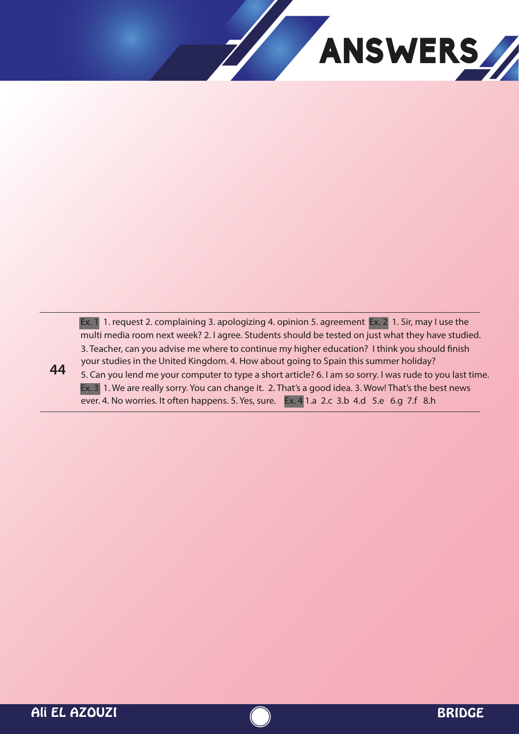# ANSWERS

**44**

Ex. 1 1. request 2. complaining 3. apologizing 4. opinion 5. agreement Ex. 2 1. Sir, may I use the multi media room next week? 2. I agree. Students should be tested on just what they have studied. 3. Teacher, can you advise me where to continue my higher education? I think you should finish your studies in the United Kingdom. 4. How about going to Spain this summer holiday? 5. Can you lend me your computer to type a short article? 6. I am so sorry. I was rude to you last time. Ex. 3 1. We are really sorry. You can change it. 2. That's a good idea. 3. Wow! That's the best news ever. 4. No worries. It often happens. 5. Yes, sure. Ex. 4 1.a 2.c 3.b 4.d 5.e 6.g 7.f 8.h

Ali EL AZOUZI BRIDGE